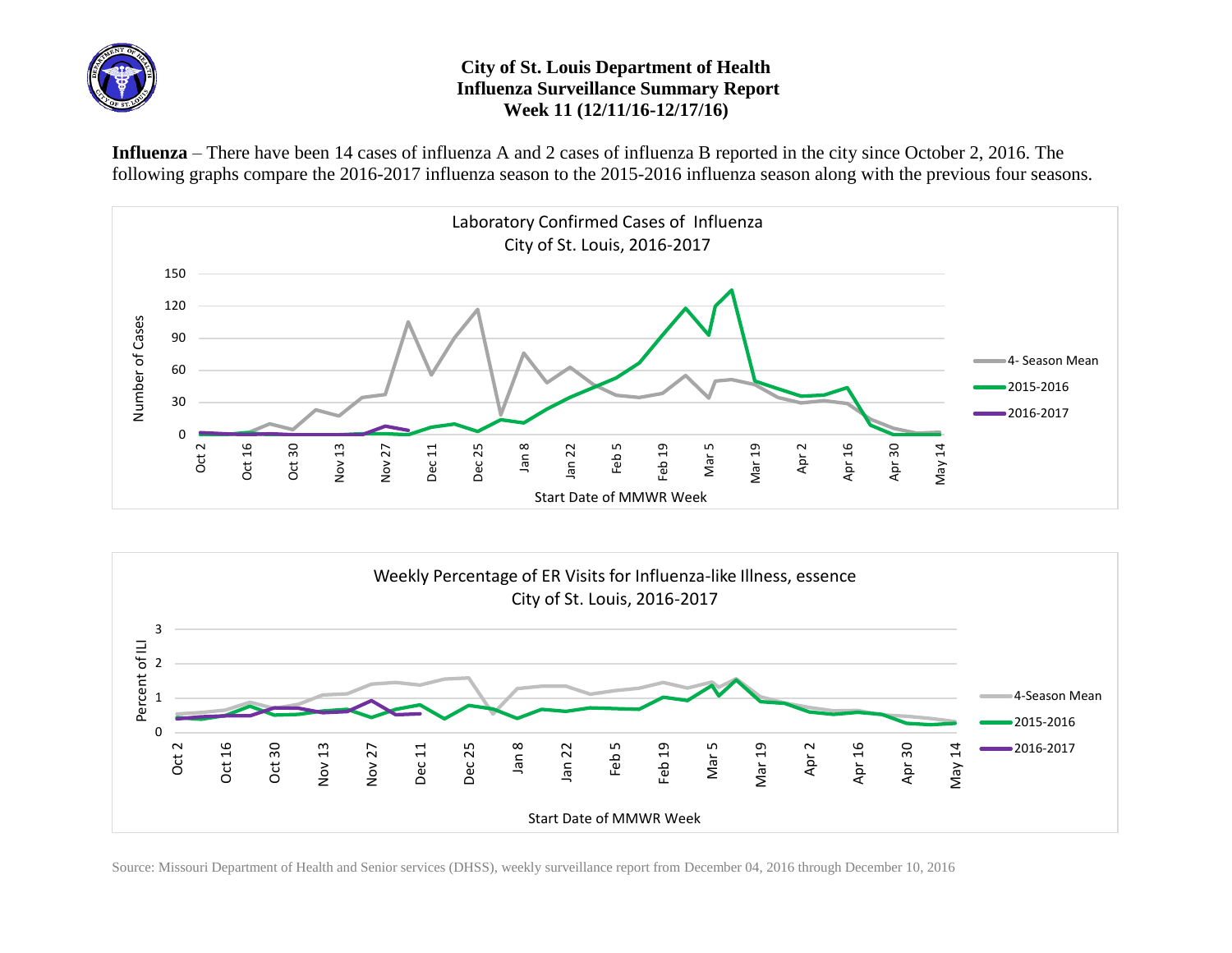# City of St. Louis Department of Health
## Influenza Surveillance Summary Report
### Week 11 (12/11/16-12/17/16)

**Influenza** – There have been 14 cases of influenza A and 2 cases of influenza B reported in the city since October 2, 2016. The following graphs compare the 2016-2017 influenza season to the 2015-2016 influenza season along with the previous four seasons.

Laboratory Confirmed Cases of Influenza
City of St. Louis, 2016-2017

Weekly Percentage of ER Visits for Influenza-like Illness, essence
City of St. Louis, 2016-2017

Source: Missouri Department of Health and Senior services (DHSS), weekly surveillance report from December 04, 2016 through December 10, 2016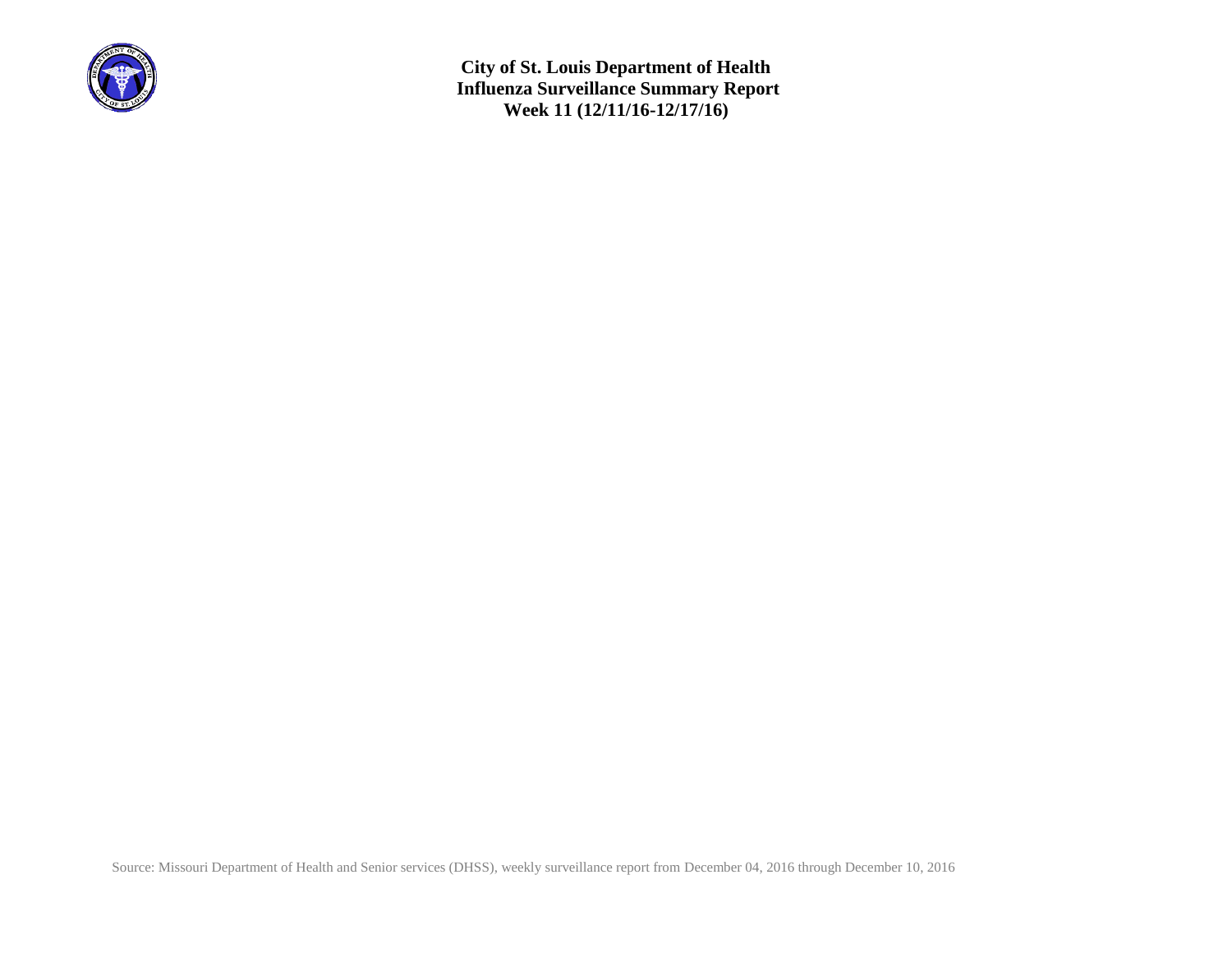**City of St. Louis Department of Health**
**Influenza Surveillance Summary Report**
**Week 11 (12/11/16-12/17/16)**

Source: Missouri Department of Health and Senior services (DHSS), weekly surveillance report from December 04, 2016 through December 10, 2016